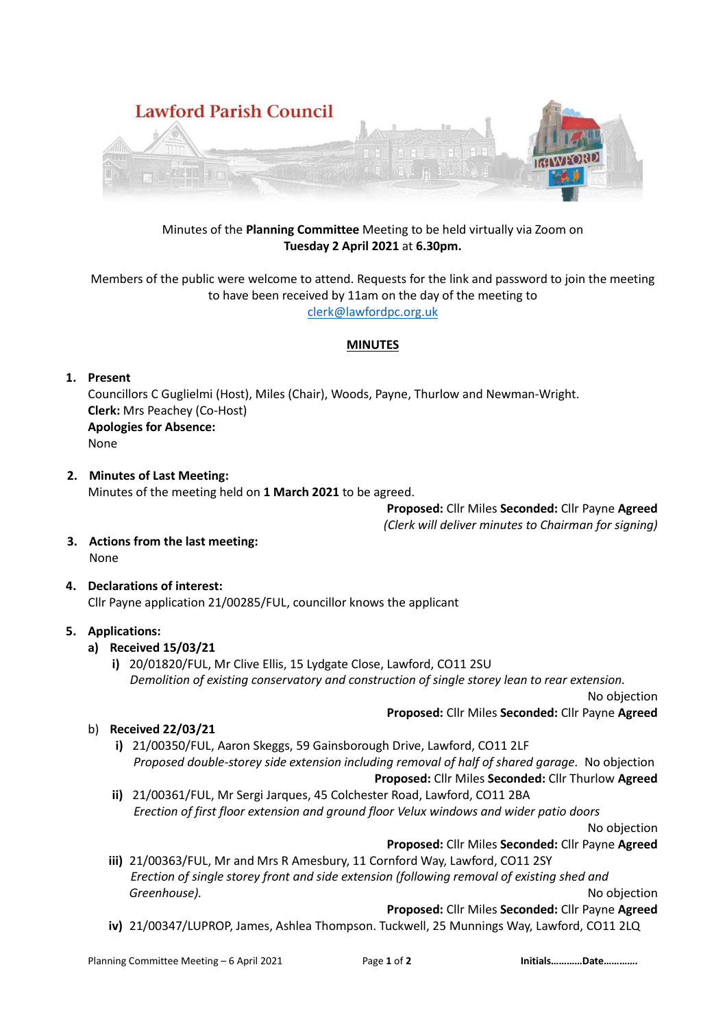# Lawford Parish Council

Minutes of the **Planning Committee** Meeting to be held virtually via Zoom on **Tuesday 2 April 2021** at **6.30pm.**

Members of the public were welcome to attend. Requests for the link and password to join the meeting to have been received by 11am on the day of the meeting to clerk@lawfordpc.org.uk

## MINUTES

1. **Present**
   Councillors C Guglielmi (Host), Miles (Chair), Woods, Payne, Thurlow and Newman-Wright.
   **Clerk:** Mrs Peachey (Co-Host)
   **Apologies for Absence:**
   None

2. **Minutes of Last Meeting:**
   Minutes of the meeting held on **1 March 2021** to be agreed.
   **Proposed:** Cllr Miles **Seconded:** Cllr Payne **Agreed**
   *(Clerk will deliver minutes to Chairman for signing)*

3. **Actions from the last meeting:**
   None

4. **Declarations of interest:**
   Cllr Payne application 21/00285/FUL, councillor knows the applicant

5. **Applications:**
   **a) Received 15/03/21**
      **i)** 20/01820/FUL, Mr Clive Ellis, 15 Lydgate Close, Lawford, CO11 2SU
      *Demolition of existing conservatory and construction of single storey lean to rear extension.*
      No objection
      **Proposed:** Cllr Miles **Seconded:** Cllr Payne **Agreed**

   b) **Received 22/03/21**
      **i)** 21/00350/FUL, Aaron Skeggs, 59 Gainsborough Drive, Lawford, CO11 2LF
      *Proposed double-storey side extension including removal of half of shared garage.* No objection
      **Proposed:** Cllr Miles **Seconded:** Cllr Thurlow **Agreed**

      **ii)** 21/00361/FUL, Mr Sergi Jarques, 45 Colchester Road, Lawford, CO11 2BA
      *Erection of first floor extension and ground floor Velux windows and wider patio doors*
      No objection
      **Proposed:** Cllr Miles **Seconded:** Cllr Payne **Agreed**

      **iii)** 21/00363/FUL, Mr and Mrs R Amesbury, 11 Cornford Way, Lawford, CO11 2SY
      *Erection of single storey front and side extension (following removal of existing shed and Greenhouse).*
      No objection
      **Proposed:** Cllr Miles **Seconded:** Cllr Payne **Agreed**

      **iv)** 21/00347/LUPROP, James, Ashlea Thompson. Tuckwell, 25 Munnings Way, Lawford, CO11 2LQ

Initials……….Date…………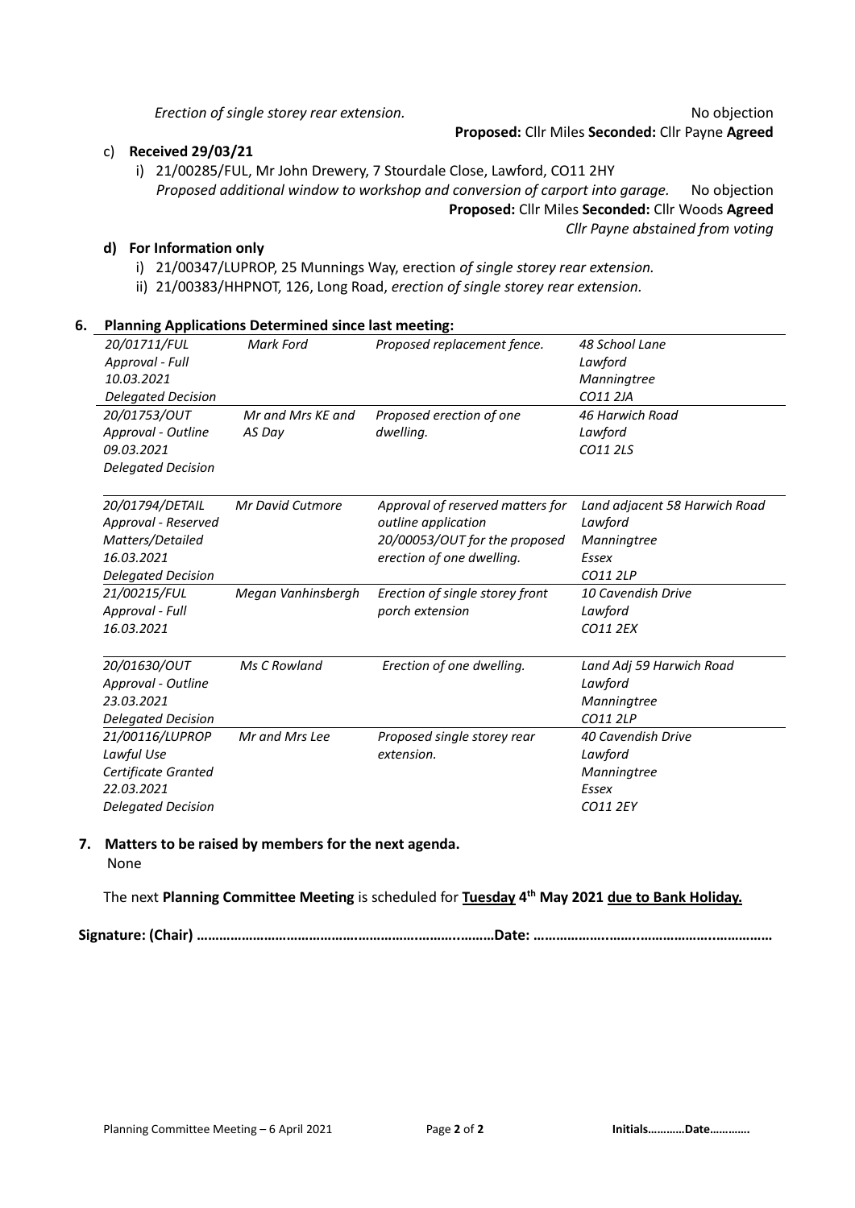*Erection of single storey rear extension.* No objection

**Proposed:** Cllr Miles **Seconded:** Cllr Payne **Agreed**

c) **Received 29/03/21**

i) 21/00285/FUL, Mr John Drewery, 7 Stourdale Close, Lawford, CO11 2HY
*Proposed additional window to workshop and conversion of carport into garage.* No objection
**Proposed:** Cllr Miles **Seconded:** Cllr Woods **Agreed**
*Cllr Payne abstained from voting*

**d) For Information only**

i) 21/00347/LUPROP, 25 Munnings Way, erection *of single storey rear extension.*
ii) 21/00383/HHPNOT, 126, Long Road, *erection of single storey rear extension.*

**6. Planning Applications Determined since last meeting:**

| | | | |
|---|---|---|---|
| *20/01711/FUL Approval - Full 10.03.2021 Delegated Decision* | *Mark Ford* | *Proposed replacement fence.* | *48 School Lane Lawford Manningtree CO11 2JA* |
| *20/01753/OUT Approval - Outline 09.03.2021 Delegated Decision* | *Mr and Mrs KE and AS Day* | *Proposed erection of one dwelling.* | *46 Harwich Road Lawford CO11 2LS* |
| *20/01794/DETAIL Approval - Reserved Matters/Detailed 16.03.2021 Delegated Decision* | *Mr David Cutmore* | *Approval of reserved matters for outline application 20/00053/OUT for the proposed erection of one dwelling.* | *Land adjacent 58 Harwich Road Lawford Manningtree Essex CO11 2LP* |
| *21/00215/FUL Approval - Full 16.03.2021* | *Megan Vanhinsbergh* | *Erection of single storey front porch extension* | *10 Cavendish Drive Lawford CO11 2EX* |
| *20/01630/OUT Approval - Outline 23.03.2021 Delegated Decision* | *Ms C Rowland* | *Erection of one dwelling.* | *Land Adj 59 Harwich Road Lawford Manningtree CO11 2LP* |
| *21/00116/LUPROP Lawful Use Certificate Granted 22.03.2021 Delegated Decision* | *Mr and Mrs Lee* | *Proposed single storey rear extension.* | *40 Cavendish Drive Lawford Manningtree Essex CO11 2EY* |

**7. Matters to be raised by members for the next agenda.**
None

The next **Planning Committee Meeting** is scheduled for **<u>Tuesday</u> 4th May 2021 <u>due to Bank Holiday.</u>**

**Signature: (Chair) …………………………………………………………………Date: ……………………………………………………**